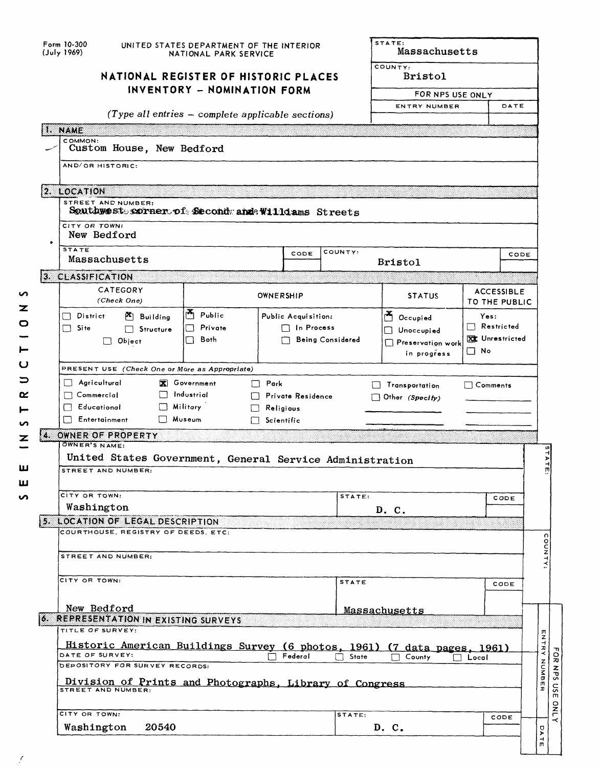Form 10-300
(July 1969)

UNITED STATES DEPARTMENT OF THE INTERIOR
NATIONAL PARK SERVICE

# NATIONAL REGISTER OF HISTORIC PLACES INVENTORY – NOMINATION FORM

*(Type all entries – complete applicable sections)*

| STATE: | |
|---|---|
| Massachusetts | |
| COUNTY: | |
| Bristol | |
| FOR NPS USE ONLY | |
| ENTRY NUMBER | DATE |
| | |

## 1. NAME

COMMON:
Custom House, New Bedford

AND/OR HISTORIC:

## 2. LOCATION

STREET AND NUMBER:
Southwest corner of Second and Williams Streets

CITY OR TOWN:
New Bedford

| STATE | CODE | COUNTY: | CODE |
|---|---|---|---|
| Massachusetts | | Bristol | |

## 3. CLASSIFICATION

| CATEGORY (Check One) | OWNERSHIP | | STATUS | ACCESSIBLE TO THE PUBLIC |
|---|---|---|---|---|
| ☐ District ☒ Building ☐ Site ☐ Structure ☐ Object | ☒ Public ☐ Private ☐ Both | Public Acquisition: ☐ In Process ☐ Being Considered | ☒ Occupied ☐ Unoccupied ☐ Preservation work in progress | Yes: ☐ Restricted ☒ Unrestricted ☐ No |

PRESENT USE (Check One or More as Appropriate)

| | | | | |
|---|---|---|---|---|
| ☐ Agricultural | ☒ Government | ☐ Park | ☐ Transportation | ☐ Comments |
| ☐ Commercial | ☐ Industrial | ☐ Private Residence | ☐ Other (Specify) | |
| ☐ Educational | ☐ Military | ☐ Religious | | |
| ☐ Entertainment | ☐ Museum | ☐ Scientific | | |

## 4. OWNER OF PROPERTY

OWNER'S NAME:
United States Government, General Service Administration

STREET AND NUMBER:

| CITY OR TOWN: | STATE: | CODE |
|---|---|---|
| Washington | D. C. | |

## 5. LOCATION OF LEGAL DESCRIPTION

COURTHOUSE, REGISTRY OF DEEDS, ETC:

STREET AND NUMBER:

| CITY OR TOWN: | STATE | CODE |
|---|---|---|
| New Bedford | Massachusetts | |

## 6. REPRESENTATION IN EXISTING SURVEYS

TITLE OF SURVEY:
Historic American Buildings Survey (6 photos, 1961) (7 data pages, 1961)

DATE OF SURVEY: ☐ Federal ☐ State ☐ County ☐ Local

DEPOSITORY FOR SURVEY RECORDS:
Division of Prints and Photographs, Library of Congress

STREET AND NUMBER:

| CITY OR TOWN: | STATE: | CODE |
|---|---|---|
| Washington 20540 | D. C. | |

SEE INSTRUCTIONS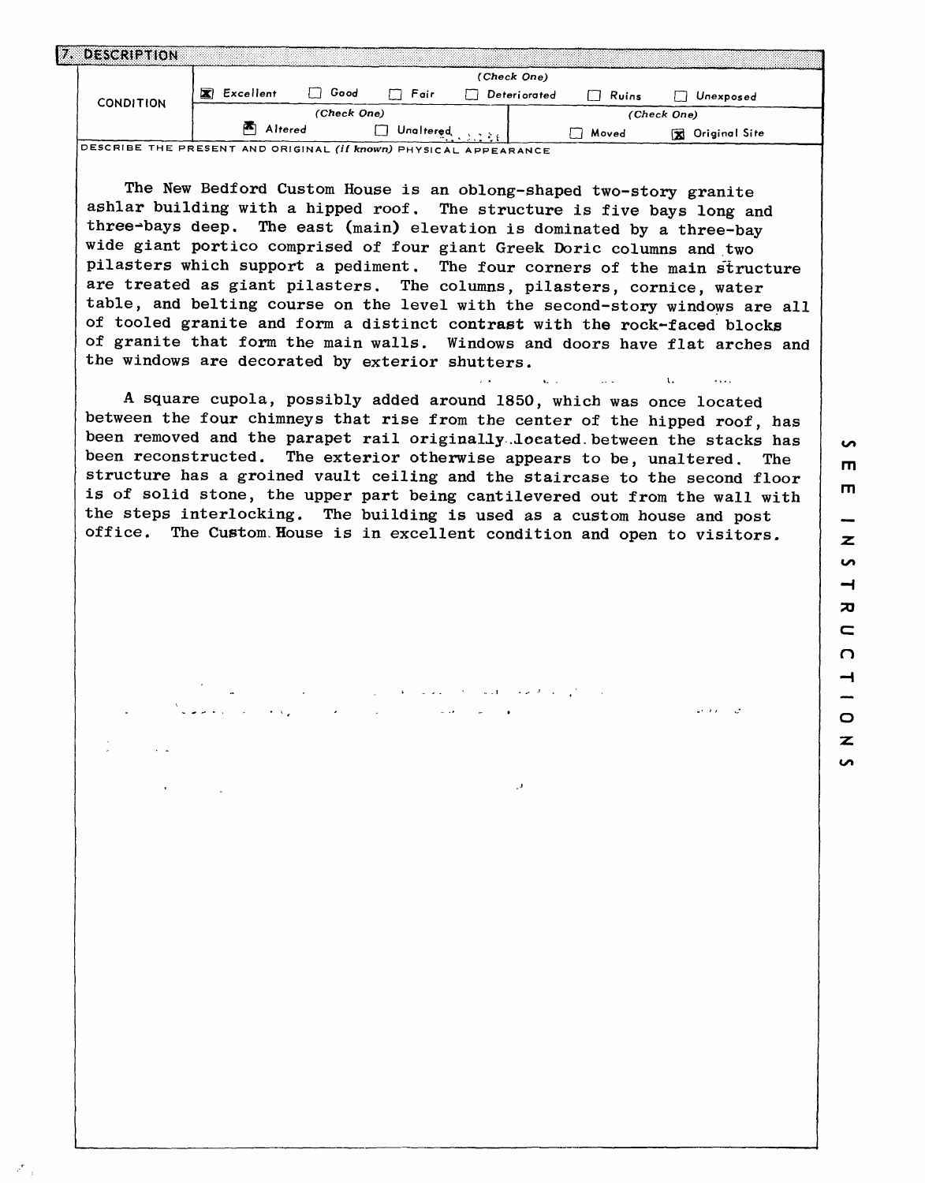## 7. DESCRIPTION

| CONDITION | (Check One) | | | | | |
|---|---|---|---|---|---|---|
| | [X] Excellent | [ ] Good | [ ] Fair | [ ] Deteriorated | [ ] Ruins | [ ] Unexposed |
| | (Check One) | | | (Check One) | | |
| | [X] Altered | [ ] Unaltered | | [ ] Moved | [X] Original Site | |

DESCRIBE THE PRESENT AND ORIGINAL *(if known)* PHYSICAL APPEARANCE

The New Bedford Custom House is an oblong-shaped two-story granite ashlar building with a hipped roof. The structure is five bays long and three-bays deep. The east (main) elevation is dominated by a three-bay wide giant portico comprised of four giant Greek Doric columns and two pilasters which support a pediment. The four corners of the main structure are treated as giant pilasters. The columns, pilasters, cornice, water table, and belting course on the level with the second-story windows are all of tooled granite and form a distinct contrast with the rock-faced blocks of granite that form the main walls. Windows and doors have flat arches and the windows are decorated by exterior shutters.

A square cupola, possibly added around 1850, which was once located between the four chimneys that rise from the center of the hipped roof, has been removed and the parapet rail originally located between the stacks has been reconstructed. The exterior otherwise appears to be, unaltered. The structure has a groined vault ceiling and the staircase to the second floor is of solid stone, the upper part being cantilevered out from the wall with the steps interlocking. The building is used as a custom house and post office. The Custom House is in excellent condition and open to visitors.

SEE INSTRUCTIONS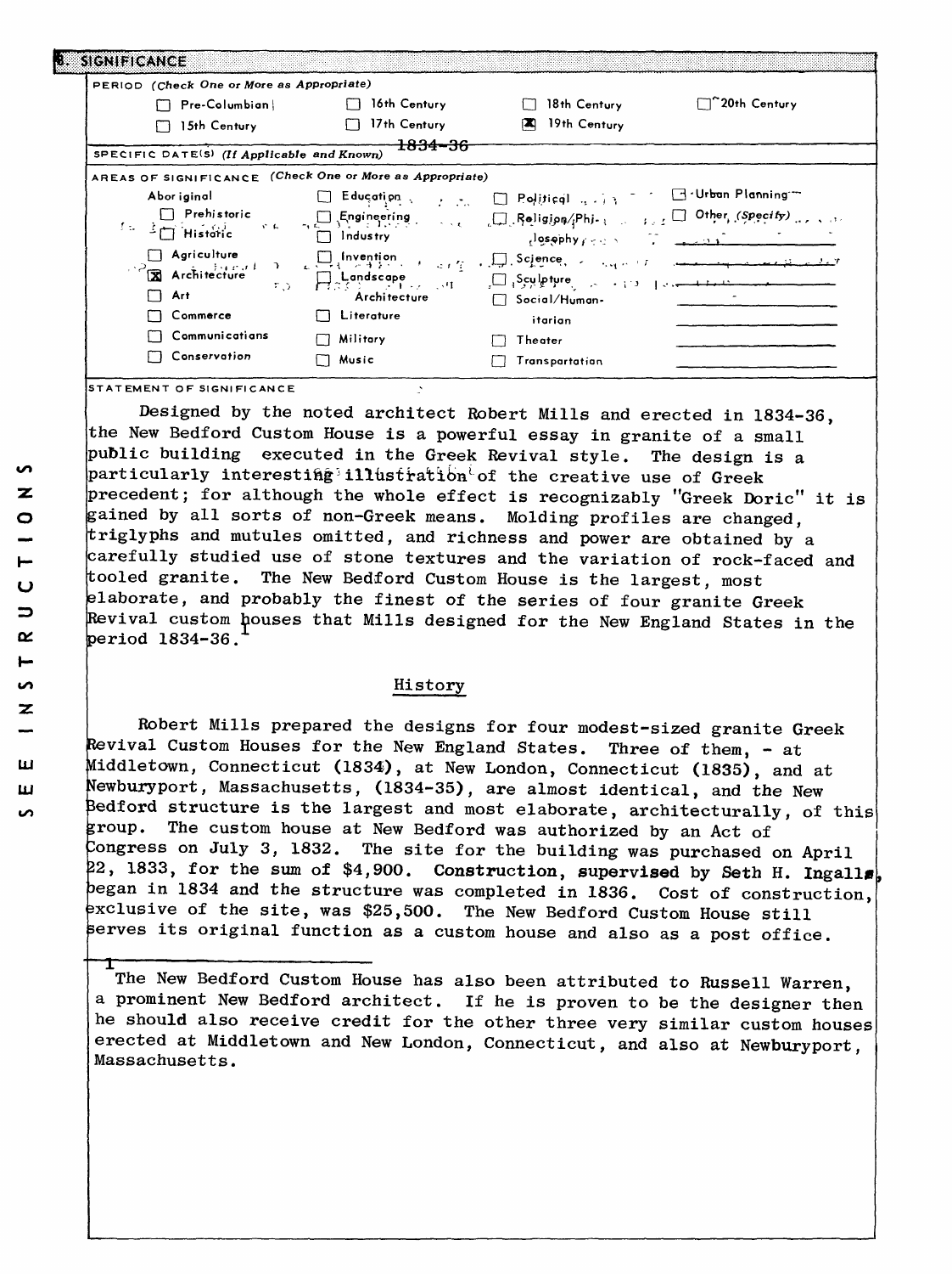## 8. SIGNIFICANCE

**PERIOD** *(Check One or More as Appropriate)*

| | | | |
|---|---|---|---|
| ☐ Pre-Columbian | ☐ 16th Century | ☐ 18th Century | ☐ 20th Century |
| ☐ 15th Century | ☐ 17th Century | ☒ 19th Century | |

**SPECIFIC DATE(S)** *(If Applicable and Known)* 1834-36

**AREAS OF SIGNIFICANCE** *(Check One or More as Appropriate)*

| | | | |
|---|---|---|---|
| Aboriginal | ☐ Education | ☐ Political | ☐ Urban Planning |
| ☐ Prehistoric | ☐ Engineering | ☐ Religion/Philosophy | ☐ Other (Specify) |
| ☐ Historic | ☐ Industry | ☐ Science | |
| ☐ Agriculture | ☐ Invention | ☐ Sculpture | |
| ☒ Architecture | ☐ Landscape Architecture | ☐ Social/Humanitarian | |
| ☐ Art | ☐ Literature | ☐ Theater | |
| ☐ Commerce | ☐ Military | ☐ Transportation | |
| ☐ Communications | ☐ Music | | |
| ☐ Conservation | | | |

**STATEMENT OF SIGNIFICANCE**

Designed by the noted architect Robert Mills and erected in 1834-36, the New Bedford Custom House is a powerful essay in granite of a small public building executed in the Greek Revival style. The design is a particularly interesting illustration of the creative use of Greek precedent; for although the whole effect is recognizably "Greek Doric" it is gained by all sorts of non-Greek means. Molding profiles are changed, triglyphs and mutules omitted, and richness and power are obtained by a carefully studied use of stone textures and the variation of rock-faced and tooled granite. The New Bedford Custom House is the largest, most elaborate, and probably the finest of the series of four granite Greek Revival custom houses that Mills designed for the New England States in the period 1834-36.[1]

### History

Robert Mills prepared the designs for four modest-sized granite Greek Revival Custom Houses for the New England States. Three of them, - at Middletown, Connecticut (1834), at New London, Connecticut (1835), and at Newburyport, Massachusetts, (1834-35), are almost identical, and the New Bedford structure is the largest and most elaborate, architecturally, of this group. The custom house at New Bedford was authorized by an Act of Congress on July 3, 1832. The site for the building was purchased on April 22, 1833, for the sum of $4,900. **Construction, supervised by Seth H. Ingalls**, began in 1834 and the structure was completed in 1836. Cost of construction, exclusive of the site, was $25,500. The New Bedford Custom House still serves its original function as a custom house and also as a post office.

---

[1] The New Bedford Custom House has also been attributed to Russell Warren, a prominent New Bedford architect. If he is proven to be the designer then he should also receive credit for the other three very similar custom houses erected at Middletown and New London, Connecticut, and also at Newburyport, Massachusetts.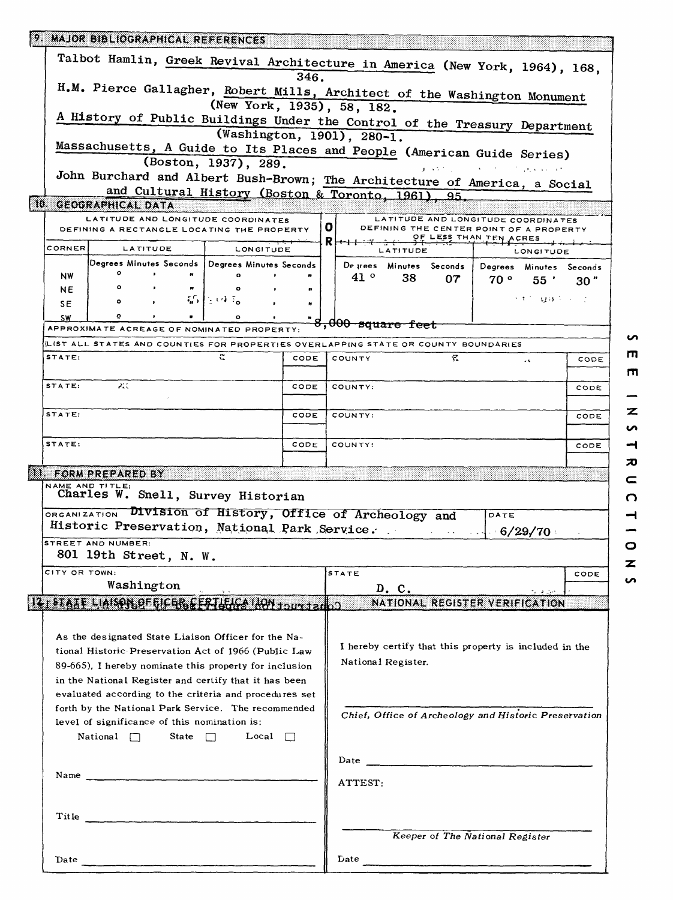## 9. MAJOR BIBLIOGRAPHICAL REFERENCES

Talbot Hamlin, Greek Revival Architecture in America (New York, 1964), 168, 346.

H.M. Pierce Gallagher, Robert Mills, Architect of the Washington Monument (New York, 1935), 58, 182.

A History of Public Buildings Under the Control of the Treasury Department (Washington, 1901), 280-1.

Massachusetts, A Guide to Its Places and People (American Guide Series) (Boston, 1937), 289.

John Burchard and Albert Bush-Brown; The Architecture of America, a Social and Cultural History (Boston & Toronto, 1961), 95.

## 10. GEOGRAPHICAL DATA

| LATITUDE AND LONGITUDE COORDINATES DEFINING A RECTANGLE LOCATING THE PROPERTY | | | O R | LATITUDE AND LONGITUDE COORDINATES DEFINING THE CENTER POINT OF A PROPERTY OF LESS THAN TEN ACRES | |
|---|---|---|---|---|---|
| CORNER | LATITUDE | LONGITUDE | | LATITUDE | LONGITUDE |
| | Degrees Minutes Seconds | Degrees Minutes Seconds | | Degrees Minutes Seconds | Degrees Minutes Seconds |
| NW | ° ' " | ° ' " | | 41 ° 38 07 | 70 ° 55 ' 30" |
| NE | ° ' " | ° ' " | | | |
| SE | ° ' " | ° ' " | | | |
| SW | ° ' " | ° ' " | | | |

APPROXIMATE ACREAGE OF NOMINATED PROPERTY: ~~8,000 square feet~~

LIST ALL STATES AND COUNTIES FOR PROPERTIES OVERLAPPING STATE OR COUNTY BOUNDARIES

| STATE: | CODE | COUNTY | CODE |
|---|---|---|---|
| STATE: | CODE | COUNTY: | CODE |
| STATE: | CODE | COUNTY: | CODE |
| STATE: | CODE | COUNTY: | CODE |

## 11. FORM PREPARED BY

NAME AND TITLE:
Charles W. Snell, Survey Historian

ORGANIZATION: Division of History, Office of Archeology and Historic Preservation, National Park Service.

DATE: 6/29/70

STREET AND NUMBER:
801 19th Street, N. W.

CITY OR TOWN: Washington

STATE: D. C.

CODE:

## 12. STATE LIAISON OFFICER CERTIFICATION

As the designated State Liaison Officer for the National Historic Preservation Act of 1966 (Public Law 89-665), I hereby nominate this property for inclusion in the National Register and certify that it has been evaluated according to the criteria and procedures set forth by the National Park Service. The recommended level of significance of this nomination is:

National ☐ State ☐ Local ☐

Name ______________________

Title ______________________

Date ______________________

## NATIONAL REGISTER VERIFICATION

I hereby certify that this property is included in the National Register.

______________________

*Chief, Office of Archeology and Historic Preservation*

Date ______________________

ATTEST:

______________________

*Keeper of The National Register*

Date ______________________

SEE INSTRUCTIONS